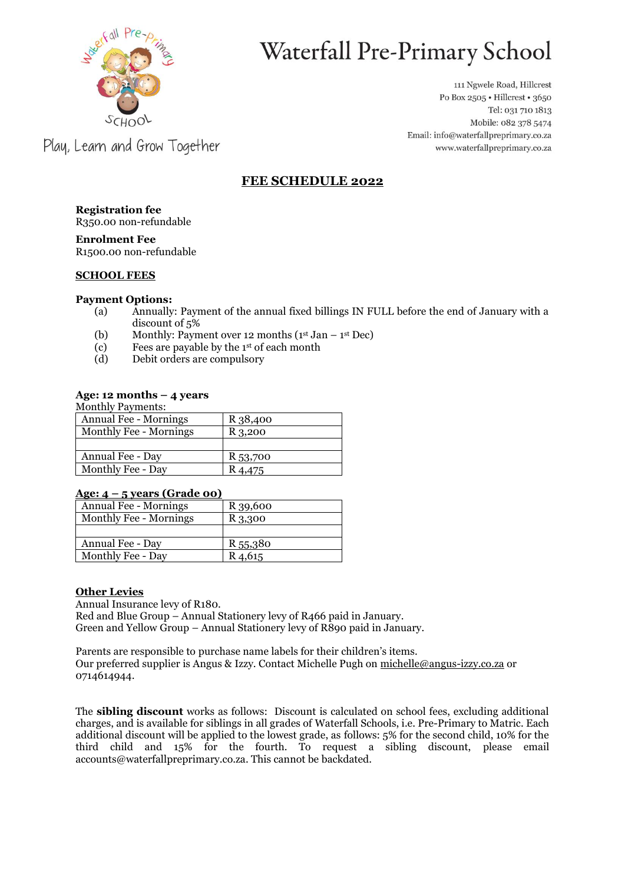# Waterfall Pre-Primary School

Play, Learn and Grow Together

111 Ngwele Road, Hillcrest
Po Box 2505 • Hillcrest • 3650
Tel: 031 710 1813
Mobile: 082 378 5474
Email: info@waterfallpreprimary.co.za
www.waterfallpreprimary.co.za

## FEE SCHEDULE 2022

**Registration fee**
R350.00 non-refundable

**Enrolment Fee**
R1500.00 non-refundable

### SCHOOL FEES

**Payment Options:**

(a) Annually: Payment of the annual fixed billings IN FULL before the end of January with a discount of 5%
(b) Monthly: Payment over 12 months (1st Jan – 1st Dec)
(c) Fees are payable by the 1st of each month
(d) Debit orders are compulsory

**Age: 12 months – 4 years**
Monthly Payments:

| Annual Fee - Mornings | R 38,400 |
|---|---|
| Monthly Fee - Mornings | R 3,200 |
| | |
| Annual Fee - Day | R 53,700 |
| Monthly Fee - Day | R 4,475 |

**Age: 4 – 5 years (Grade 00)**

| Annual Fee - Mornings | R 39,600 |
|---|---|
| Monthly Fee - Mornings | R 3,300 |
| | |
| Annual Fee - Day | R 55,380 |
| Monthly Fee - Day | R 4,615 |

**Other Levies**
Annual Insurance levy of R180.
Red and Blue Group – Annual Stationery levy of R466 paid in January.
Green and Yellow Group – Annual Stationery levy of R890 paid in January.

Parents are responsible to purchase name labels for their children's items.
Our preferred supplier is Angus & Izzy. Contact Michelle Pugh on michelle@angus-izzy.co.za or 0714614944.

The **sibling discount** works as follows: Discount is calculated on school fees, excluding additional charges, and is available for siblings in all grades of Waterfall Schools, i.e. Pre-Primary to Matric. Each additional discount will be applied to the lowest grade, as follows: 5% for the second child, 10% for the third child and 15% for the fourth. To request a sibling discount, please email accounts@waterfallpreprimary.co.za. This cannot be backdated.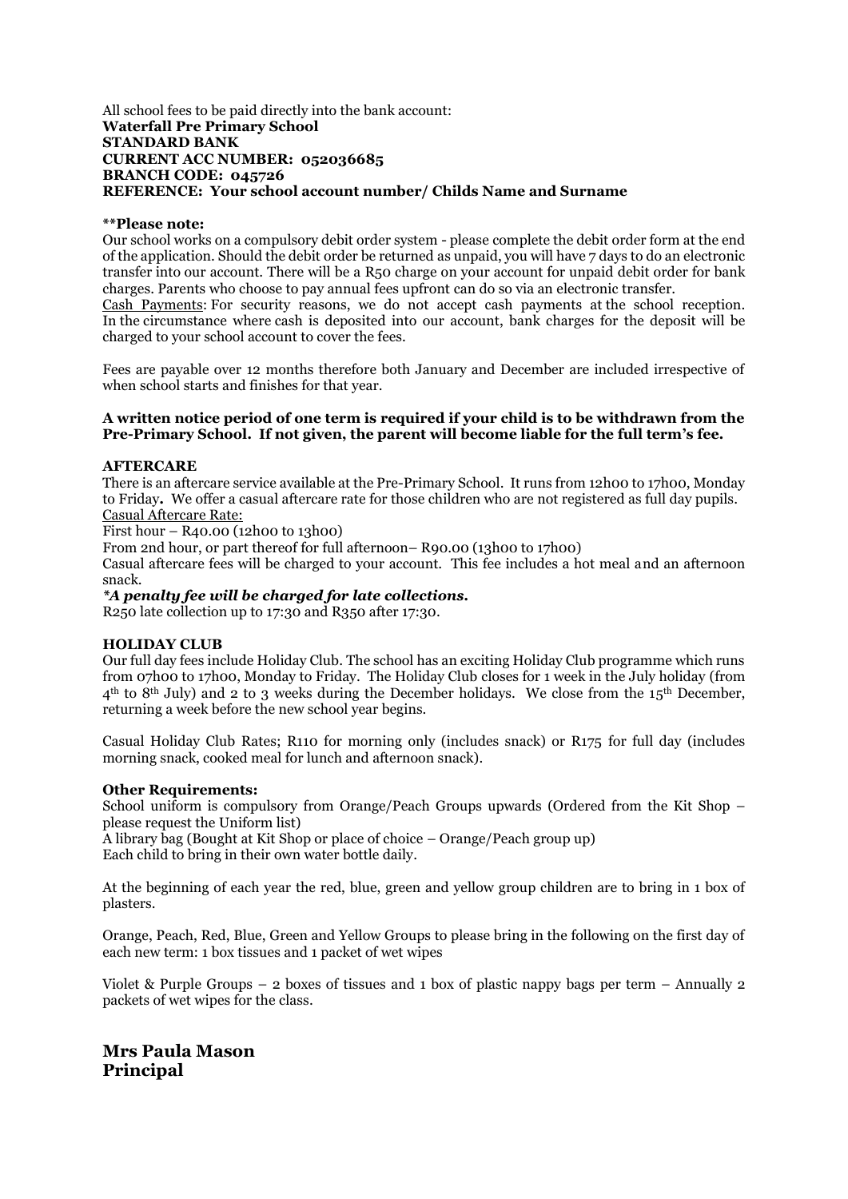All school fees to be paid directly into the bank account:
**Waterfall Pre Primary School**
**STANDARD BANK**
**CURRENT ACC NUMBER: 052036685**
**BRANCH CODE: 045726**
**REFERENCE: Your school account number/ Childs Name and Surname**

**\*\*Please note:**
Our school works on a compulsory debit order system - please complete the debit order form at the end of the application. Should the debit order be returned as unpaid, you will have 7 days to do an electronic transfer into our account. There will be a R50 charge on your account for unpaid debit order for bank charges. Parents who choose to pay annual fees upfront can do so via an electronic transfer.
Cash Payments: For security reasons, we do not accept cash payments at the school reception. In the circumstance where cash is deposited into our account, bank charges for the deposit will be charged to your school account to cover the fees.

Fees are payable over 12 months therefore both January and December are included irrespective of when school starts and finishes for that year.

**A written notice period of one term is required if your child is to be withdrawn from the Pre-Primary School. If not given, the parent will become liable for the full term's fee.**

**AFTERCARE**
There is an aftercare service available at the Pre-Primary School. It runs from 12h00 to 17h00, Monday to Friday**.** We offer a casual aftercare rate for those children who are not registered as full day pupils.
Casual Aftercare Rate:
First hour – R40.00 (12h00 to 13h00)
From 2nd hour, or part thereof for full afternoon– R90.00 (13h00 to 17h00)
Casual aftercare fees will be charged to your account. This fee includes a hot meal and an afternoon snack.
***\*A penalty fee will be charged for late collections.***
R250 late collection up to 17:30 and R350 after 17:30.

**HOLIDAY CLUB**
Our full day fees include Holiday Club. The school has an exciting Holiday Club programme which runs from 07h00 to 17h00, Monday to Friday. The Holiday Club closes for 1 week in the July holiday (from 4th to 8th July) and 2 to 3 weeks during the December holidays. We close from the 15th December, returning a week before the new school year begins.

Casual Holiday Club Rates; R110 for morning only (includes snack) or R175 for full day (includes morning snack, cooked meal for lunch and afternoon snack).

**Other Requirements:**
School uniform is compulsory from Orange/Peach Groups upwards (Ordered from the Kit Shop – please request the Uniform list)
A library bag (Bought at Kit Shop or place of choice – Orange/Peach group up)
Each child to bring in their own water bottle daily.

At the beginning of each year the red, blue, green and yellow group children are to bring in 1 box of plasters.

Orange, Peach, Red, Blue, Green and Yellow Groups to please bring in the following on the first day of each new term: 1 box tissues and 1 packet of wet wipes

Violet & Purple Groups – 2 boxes of tissues and 1 box of plastic nappy bags per term – Annually 2 packets of wet wipes for the class.

**Mrs Paula Mason**
**Principal**